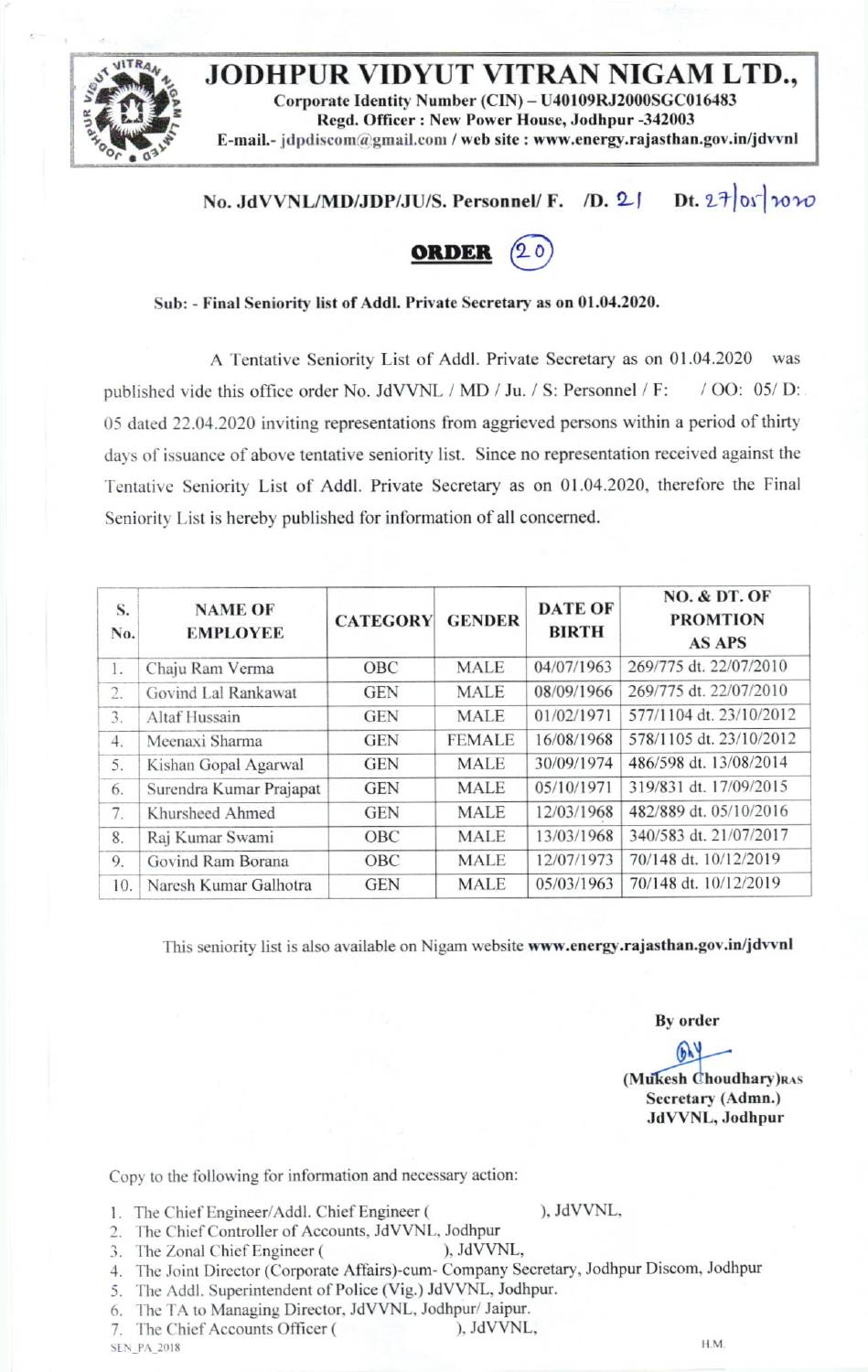# JODHPUR VIDYUT VITRAN NIGAM LTD.,

**Corporate Identity Number (CIN) – U40109RJ2000SGC016483**
**Regd. Officer : New Power House, Jodhpur -342003**
**E-mail.- jdpdiscom@gmail.com / web site : www.energy.rajasthan.gov.in/jdvvnl**

**No. JdVVNL/MD/JDP/JU/S. Personnel/ F. /D. 21 Dt. 27/05/2020**

## ORDER (20)

**Sub: - Final Seniority list of Addl. Private Secretary as on 01.04.2020.**

A Tentative Seniority List of Addl. Private Secretary as on 01.04.2020 was published vide this office order No. JdVVNL / MD / Ju. / S: Personnel / F: / OO: 05/ D: 05 dated 22.04.2020 inviting representations from aggrieved persons within a period of thirty days of issuance of above tentative seniority list. Since no representation received against the Tentative Seniority List of Addl. Private Secretary as on 01.04.2020, therefore the Final Seniority List is hereby published for information of all concerned.

| S. No. | NAME OF EMPLOYEE | CATEGORY | GENDER | DATE OF BIRTH | NO. & DT. OF PROMTION AS APS |
|---|---|---|---|---|---|
| 1. | Chaju Ram Verma | OBC | MALE | 04/07/1963 | 269/775 dt. 22/07/2010 |
| 2. | Govind Lal Rankawat | GEN | MALE | 08/09/1966 | 269/775 dt. 22/07/2010 |
| 3. | Altaf Hussain | GEN | MALE | 01/02/1971 | 577/1104 dt. 23/10/2012 |
| 4. | Meenaxi Sharma | GEN | FEMALE | 16/08/1968 | 578/1105 dt. 23/10/2012 |
| 5. | Kishan Gopal Agarwal | GEN | MALE | 30/09/1974 | 486/598 dt. 13/08/2014 |
| 6. | Surendra Kumar Prajapat | GEN | MALE | 05/10/1971 | 319/831 dt. 17/09/2015 |
| 7. | Khursheed Ahmed | GEN | MALE | 12/03/1968 | 482/889 dt. 05/10/2016 |
| 8. | Raj Kumar Swami | OBC | MALE | 13/03/1968 | 340/583 dt. 21/07/2017 |
| 9. | Govind Ram Borana | OBC | MALE | 12/07/1973 | 70/148 dt. 10/12/2019 |
| 10. | Naresh Kumar Galhotra | GEN | MALE | 05/03/1963 | 70/148 dt. 10/12/2019 |

This seniority list is also available on Nigam website **www.energy.rajasthan.gov.in/jdvvnl**

**By order**

**(Mukesh Choudhary)RAS**
**Secretary (Admn.)**
**JdVVNL, Jodhpur**

Copy to the following for information and necessary action:

1. The Chief Engineer/Addl. Chief Engineer ( ), JdVVNL,
2. The Chief Controller of Accounts, JdVVNL, Jodhpur
3. The Zonal Chief Engineer ( ), JdVVNL,
4. The Joint Director (Corporate Affairs)-cum- Company Secretary, Jodhpur Discom, Jodhpur
5. The Addl. Superintendent of Police (Vig.) JdVVNL, Jodhpur.
6. The TA to Managing Director, JdVVNL, Jodhpur/ Jaipur.
7. The Chief Accounts Officer ( ), JdVVNL,

SEN_PA_2018 H.M.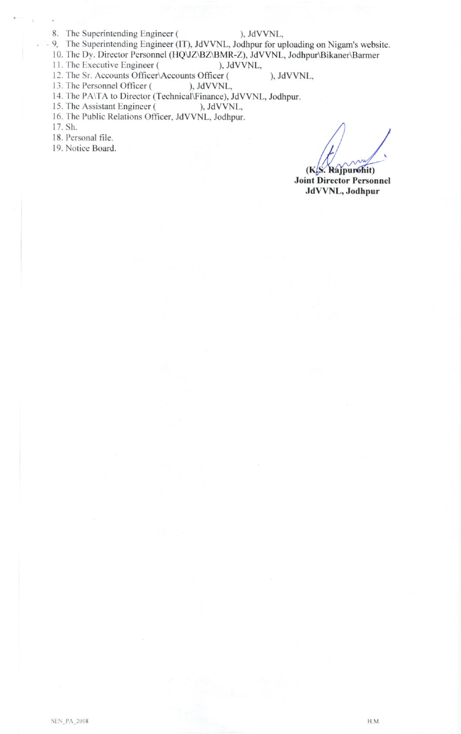8. The Superintending Engineer ( ), JdVVNL,
9. The Superintending Engineer (IT), JdVVNL, Jodhpur for uploading on Nigam's website.
10. The Dy. Director Personnel (HQ\JZ\BZ\BMR-Z), JdVVNL, Jodhpur\Bikaner\Barmer
11. The Executive Engineer ( ), JdVVNL,
12. The Sr. Accounts Officer\Accounts Officer ( ), JdVVNL,
13. The Personnel Officer ( ), JdVVNL,
14. The PA\TA to Director (Technical\Finance), JdVVNL, Jodhpur.
15. The Assistant Engineer ( ), JdVVNL,
16. The Public Relations Officer, JdVVNL, Jodhpur.
17. Sh.
18. Personal file.
19. Notice Board.

**(K.S. Rajpurohit)**
**Joint Director Personnel**
**JdVVNL, Jodhpur**

SEN_PA_2018 H.M.